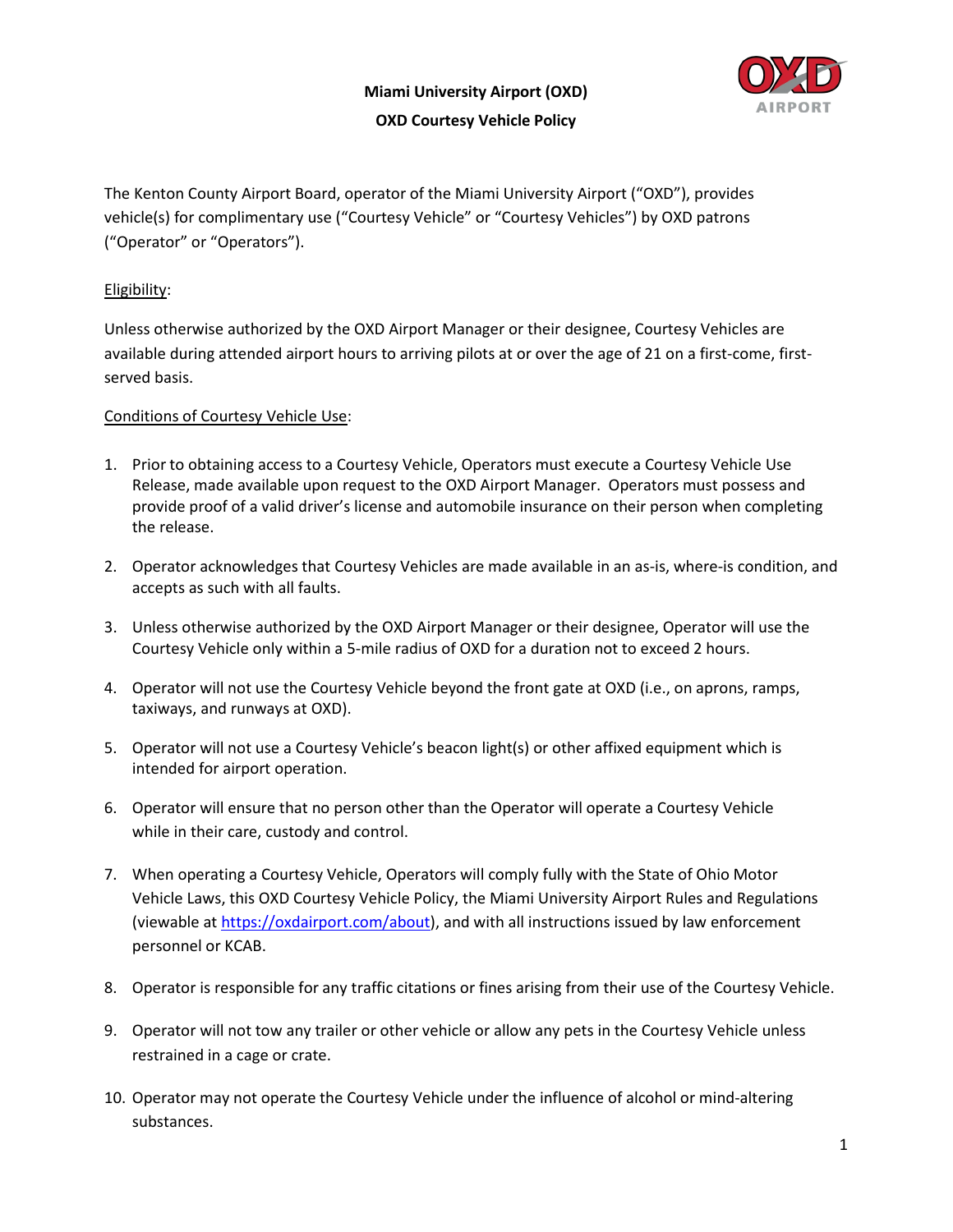# Miami University Airport (OXD)

## OXD Courtesy Vehicle Policy

The Kenton County Airport Board, operator of the Miami University Airport ("OXD"), provides vehicle(s) for complimentary use ("Courtesy Vehicle" or "Courtesy Vehicles") by OXD patrons ("Operator" or "Operators").

Eligibility:

Unless otherwise authorized by the OXD Airport Manager or their designee, Courtesy Vehicles are available during attended airport hours to arriving pilots at or over the age of 21 on a first-come, first-served basis.

Conditions of Courtesy Vehicle Use:

1. Prior to obtaining access to a Courtesy Vehicle, Operators must execute a Courtesy Vehicle Use Release, made available upon request to the OXD Airport Manager. Operators must possess and provide proof of a valid driver's license and automobile insurance on their person when completing the release.
2. Operator acknowledges that Courtesy Vehicles are made available in an as-is, where-is condition, and accepts as such with all faults.
3. Unless otherwise authorized by the OXD Airport Manager or their designee, Operator will use the Courtesy Vehicle only within a 5-mile radius of OXD for a duration not to exceed 2 hours.
4. Operator will not use the Courtesy Vehicle beyond the front gate at OXD (i.e., on aprons, ramps, taxiways, and runways at OXD).
5. Operator will not use a Courtesy Vehicle's beacon light(s) or other affixed equipment which is intended for airport operation.
6. Operator will ensure that no person other than the Operator will operate a Courtesy Vehicle while in their care, custody and control.
7. When operating a Courtesy Vehicle, Operators will comply fully with the State of Ohio Motor Vehicle Laws, this OXD Courtesy Vehicle Policy, the Miami University Airport Rules and Regulations (viewable at https://oxdairport.com/about), and with all instructions issued by law enforcement personnel or KCAB.
8. Operator is responsible for any traffic citations or fines arising from their use of the Courtesy Vehicle.
9. Operator will not tow any trailer or other vehicle or allow any pets in the Courtesy Vehicle unless restrained in a cage or crate.
10. Operator may not operate the Courtesy Vehicle under the influence of alcohol or mind-altering substances.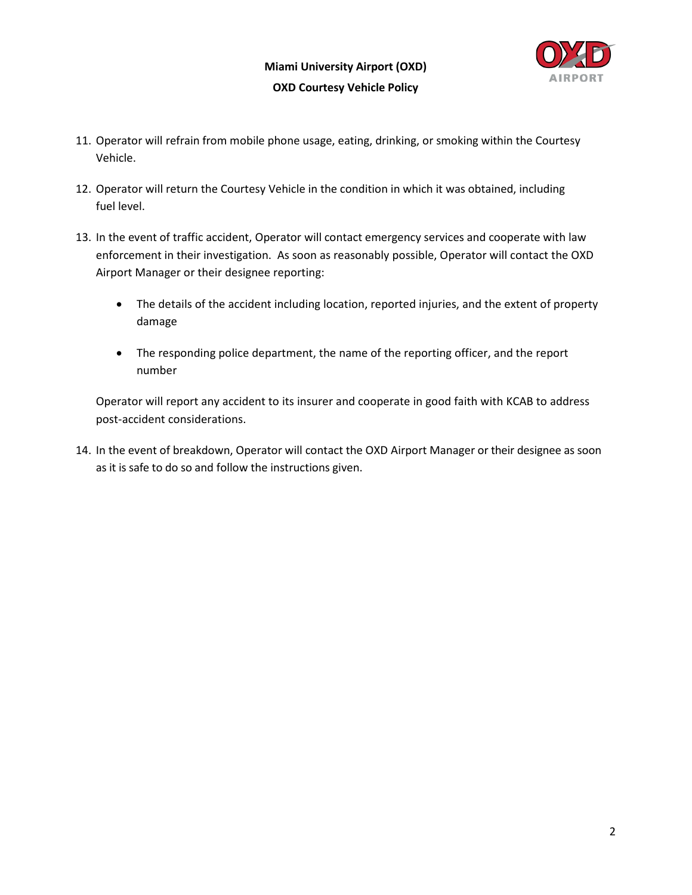11. Operator will refrain from mobile phone usage, eating, drinking, or smoking within the Courtesy Vehicle.

12. Operator will return the Courtesy Vehicle in the condition in which it was obtained, including fuel level.

13. In the event of traffic accident, Operator will contact emergency services and cooperate with law enforcement in their investigation. As soon as reasonably possible, Operator will contact the OXD Airport Manager or their designee reporting:

    - The details of the accident including location, reported injuries, and the extent of property damage

    - The responding police department, the name of the reporting officer, and the report number

    Operator will report any accident to its insurer and cooperate in good faith with KCAB to address post-accident considerations.

14. In the event of breakdown, Operator will contact the OXD Airport Manager or their designee as soon as it is safe to do so and follow the instructions given.